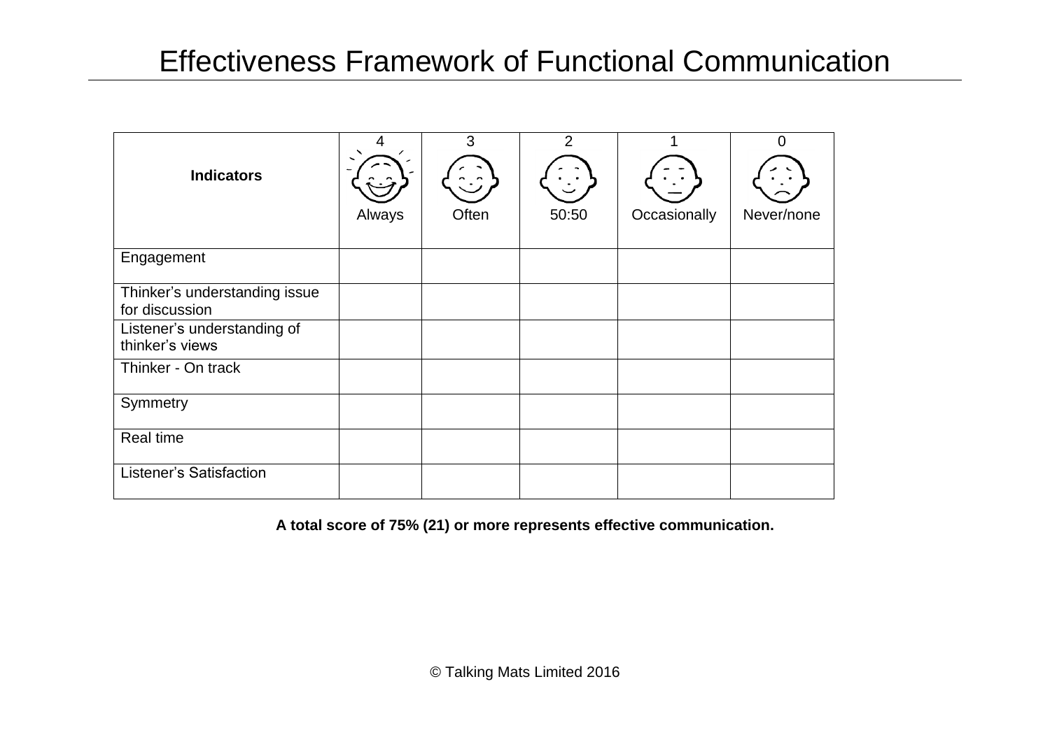# Effectiveness Framework of Functional Communication

| **Indicators** | 4<br>Always | 3<br>Often | 2<br>50:50 | 1<br>Occasionally | 0<br>Never/none |
|---|---|---|---|---|---|
| Engagement | | | | | |
| Thinker's understanding issue for discussion | | | | | |
| Listener's understanding of thinker's views | | | | | |
| Thinker - On track | | | | | |
| Symmetry | | | | | |
| Real time | | | | | |
| Listener's Satisfaction | | | | | |

**A total score of 75% (21) or more represents effective communication.**

© Talking Mats Limited 2016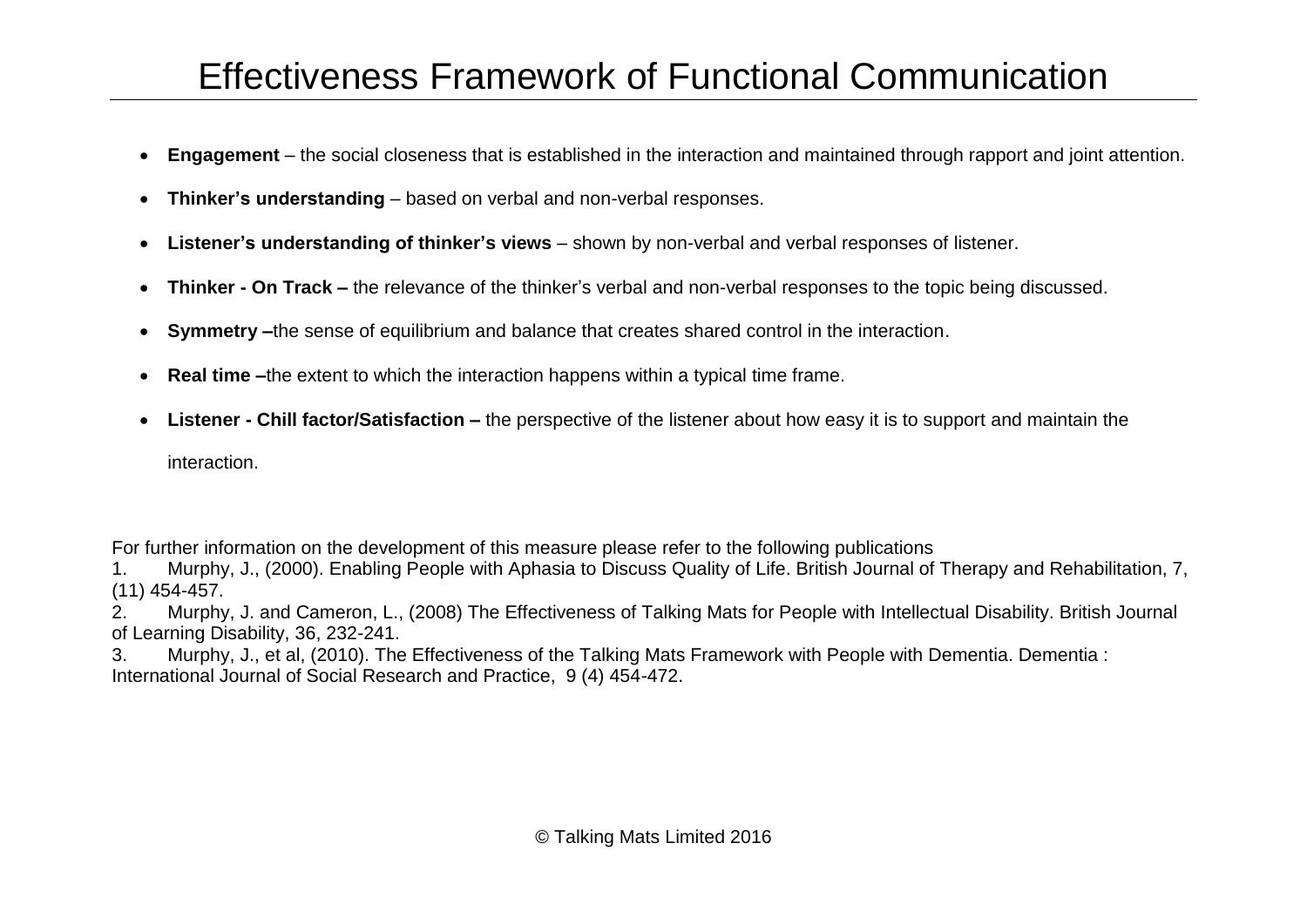# Effectiveness Framework of Functional Communication

- **Engagement** – the social closeness that is established in the interaction and maintained through rapport and joint attention.
- **Thinker's understanding** – based on verbal and non-verbal responses.
- **Listener's understanding of thinker's views** – shown by non-verbal and verbal responses of listener.
- **Thinker - On Track –** the relevance of the thinker's verbal and non-verbal responses to the topic being discussed.
- **Symmetry –**the sense of equilibrium and balance that creates shared control in the interaction.
- **Real time –**the extent to which the interaction happens within a typical time frame.
- **Listener - Chill factor/Satisfaction –** the perspective of the listener about how easy it is to support and maintain the interaction.

For further information on the development of this measure please refer to the following publications

1. Murphy, J., (2000). Enabling People with Aphasia to Discuss Quality of Life. British Journal of Therapy and Rehabilitation, 7, (11) 454-457.
2. Murphy, J. and Cameron, L., (2008) The Effectiveness of Talking Mats for People with Intellectual Disability. British Journal of Learning Disability, 36, 232-241.
3. Murphy, J., et al, (2010). The Effectiveness of the Talking Mats Framework with People with Dementia. Dementia : International Journal of Social Research and Practice, 9 (4) 454-472.

© Talking Mats Limited 2016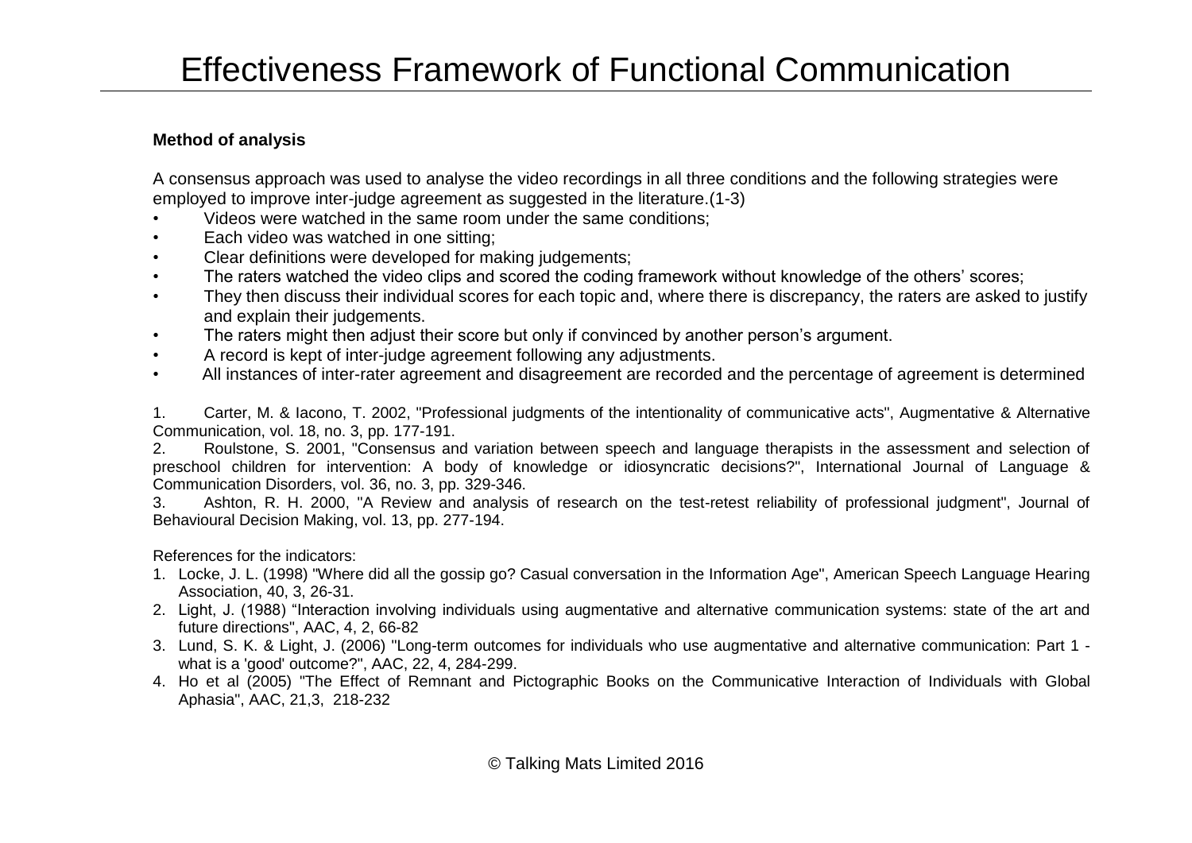# Effectiveness Framework of Functional Communication

**Method of analysis**

A consensus approach was used to analyse the video recordings in all three conditions and the following strategies were employed to improve inter-judge agreement as suggested in the literature.(1-3)

- Videos were watched in the same room under the same conditions;
- Each video was watched in one sitting;
- Clear definitions were developed for making judgements;
- The raters watched the video clips and scored the coding framework without knowledge of the others' scores;
- They then discuss their individual scores for each topic and, where there is discrepancy, the raters are asked to justify and explain their judgements.
- The raters might then adjust their score but only if convinced by another person's argument.
- A record is kept of inter-judge agreement following any adjustments.
- All instances of inter-rater agreement and disagreement are recorded and the percentage of agreement is determined

1. Carter, M. & Iacono, T. 2002, "Professional judgments of the intentionality of communicative acts", Augmentative & Alternative Communication, vol. 18, no. 3, pp. 177-191.
2. Roulstone, S. 2001, "Consensus and variation between speech and language therapists in the assessment and selection of preschool children for intervention: A body of knowledge or idiosyncratic decisions?", International Journal of Language & Communication Disorders, vol. 36, no. 3, pp. 329-346.
3. Ashton, R. H. 2000, "A Review and analysis of research on the test-retest reliability of professional judgment", Journal of Behavioural Decision Making, vol. 13, pp. 277-194.

References for the indicators:

1. Locke, J. L. (1998) "Where did all the gossip go? Casual conversation in the Information Age", American Speech Language Hearing Association, 40, 3, 26-31.
2. Light, J. (1988) "Interaction involving individuals using augmentative and alternative communication systems: state of the art and future directions", AAC, 4, 2, 66-82
3. Lund, S. K. & Light, J. (2006) "Long-term outcomes for individuals who use augmentative and alternative communication: Part 1 - what is a 'good' outcome?", AAC, 22, 4, 284-299.
4. Ho et al (2005) "The Effect of Remnant and Pictographic Books on the Communicative Interaction of Individuals with Global Aphasia", AAC, 21,3, 218-232

© Talking Mats Limited 2016